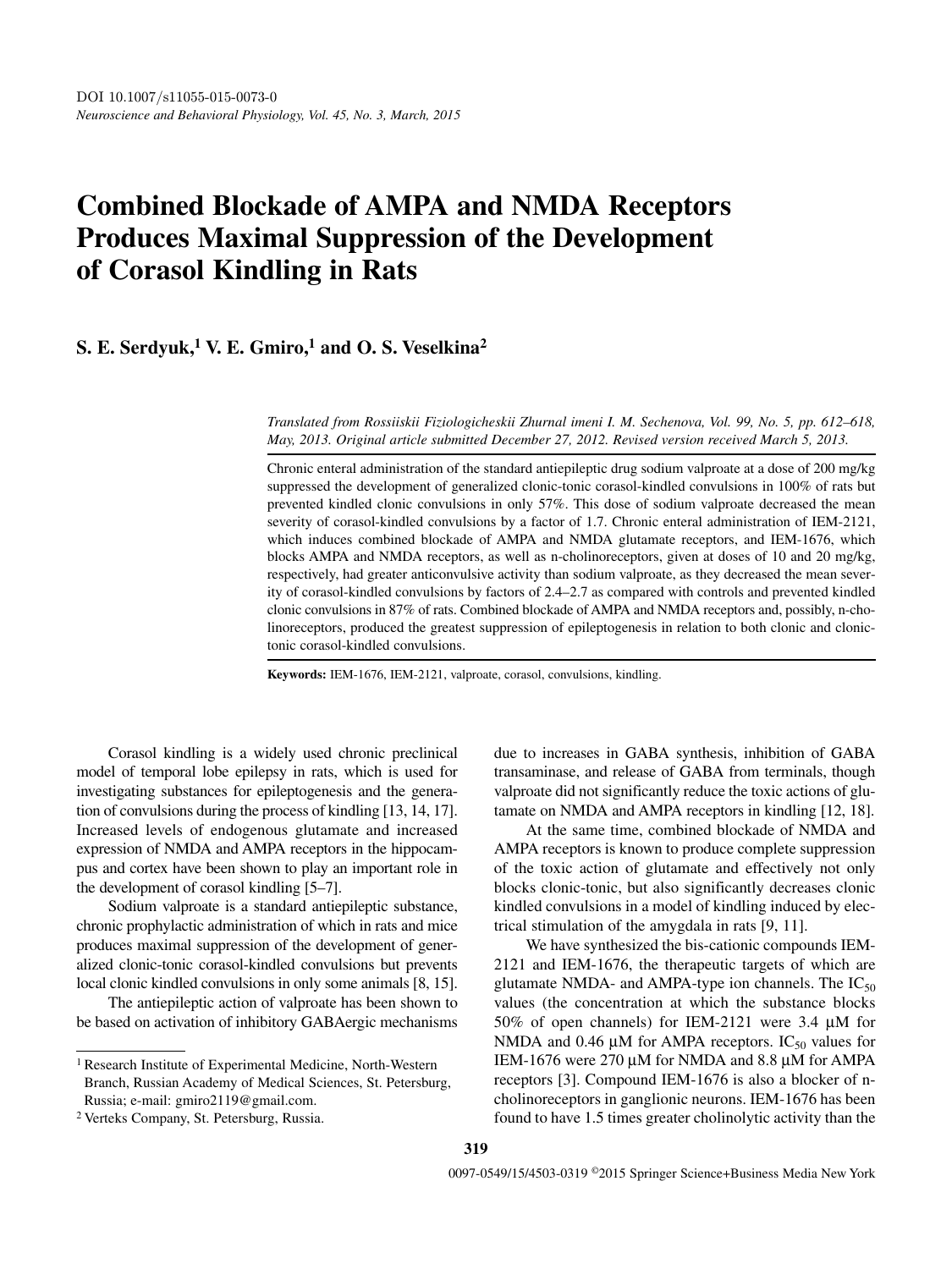DOI 10.1007/s11055-015-0073-0

*Neuroscience and Behavioral Physiology, Vol. 45, No. 3, March, 2015*

# Combined Blockade of AMPA and NMDA Receptors Produces Maximal Suppression of the Development of Corasol Kindling in Rats

**S. E. Serdyuk,[1] V. E. Gmiro,[1] and O. S. Veselkina[2]**

*Translated from Rossiiskii Fiziologicheskii Zhurnal imeni I. M. Sechenova, Vol. 99, No. 5, pp. 612–618, May, 2013. Original article submitted December 27, 2012. Revised version received March 5, 2013.*

Chronic enteral administration of the standard antiepileptic drug sodium valproate at a dose of 200 mg/kg suppressed the development of generalized clonic-tonic corasol-kindled convulsions in 100% of rats but prevented kindled clonic convulsions in only 57%. This dose of sodium valproate decreased the mean severity of corasol-kindled convulsions by a factor of 1.7. Chronic enteral administration of IEM-2121, which induces combined blockade of AMPA and NMDA glutamate receptors, and IEM-1676, which blocks AMPA and NMDA receptors, as well as n-cholinoreceptors, given at doses of 10 and 20 mg/kg, respectively, had greater anticonvulsive activity than sodium valproate, as they decreased the mean severity of corasol-kindled convulsions by factors of 2.4–2.7 as compared with controls and prevented kindled clonic convulsions in 87% of rats. Combined blockade of AMPA and NMDA receptors and, possibly, n-cholinoreceptors, produced the greatest suppression of epileptogenesis in relation to both clonic and clonic-tonic corasol-kindled convulsions.

**Keywords:** IEM-1676, IEM-2121, valproate, corasol, convulsions, kindling.

Corasol kindling is a widely used chronic preclinical model of temporal lobe epilepsy in rats, which is used for investigating substances for epileptogenesis and the generation of convulsions during the process of kindling [13, 14, 17]. Increased levels of endogenous glutamate and increased expression of NMDA and AMPA receptors in the hippocampus and cortex have been shown to play an important role in the development of corasol kindling [5–7].

Sodium valproate is a standard antiepileptic substance, chronic prophylactic administration of which in rats and mice produces maximal suppression of the development of generalized clonic-tonic corasol-kindled convulsions but prevents local clonic kindled convulsions in only some animals [8, 15].

The antiepileptic action of valproate has been shown to be based on activation of inhibitory GABAergic mechanisms due to increases in GABA synthesis, inhibition of GABA transaminase, and release of GABA from terminals, though valproate did not significantly reduce the toxic actions of glutamate on NMDA and AMPA receptors in kindling [12, 18].

At the same time, combined blockade of NMDA and AMPA receptors is known to produce complete suppression of the toxic action of glutamate and effectively not only blocks clonic-tonic, but also significantly decreases clonic kindled convulsions in a model of kindling induced by electrical stimulation of the amygdala in rats [9, 11].

We have synthesized the bis-cationic compounds IEM-2121 and IEM-1676, the therapeutic targets of which are glutamate NMDA- and AMPA-type ion channels. The $IC_{50}$ values (the concentration at which the substance blocks 50% of open channels) for IEM-2121 were 3.4 μM for NMDA and 0.46 μM for AMPA receptors. $IC_{50}$ values for IEM-1676 were 270 μM for NMDA and 8.8 μM for AMPA receptors [3]. Compound IEM-1676 is also a blocker of n-cholinoreceptors in ganglionic neurons. IEM-1676 has been found to have 1.5 times greater cholinolytic activity than the

[1] Research Institute of Experimental Medicine, North-Western Branch, Russian Academy of Medical Sciences, St. Petersburg, Russia; e-mail: gmiro2119@gmail.com.

[2] Verteks Company, St. Petersburg, Russia.

0097-0549/15/4503-0319 ©2015 Springer Science+Business Media New York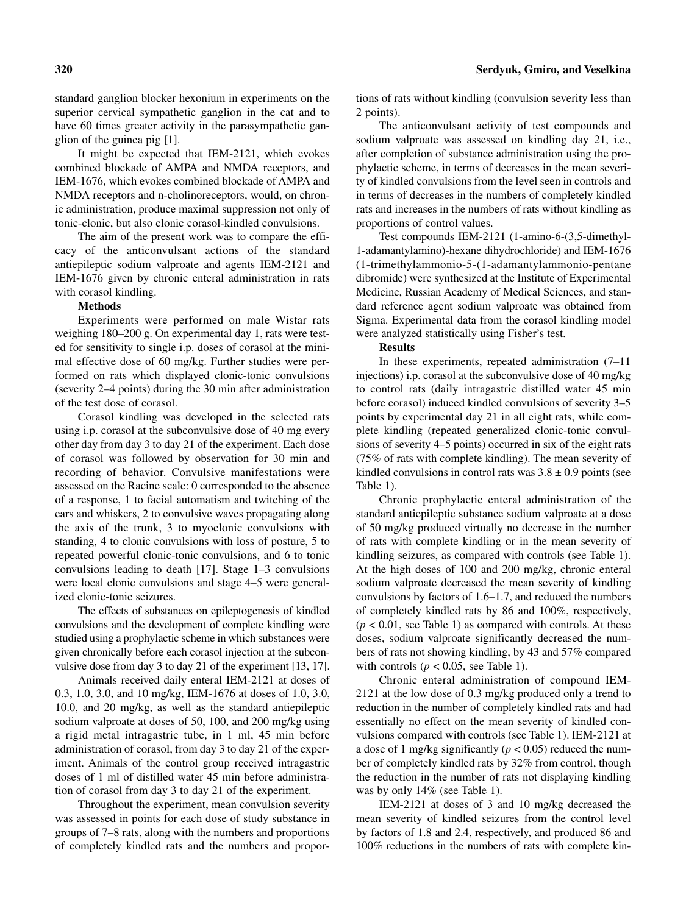standard ganglion blocker hexonium in experiments on the superior cervical sympathetic ganglion in the cat and to have 60 times greater activity in the parasympathetic ganglion of the guinea pig [1].

It might be expected that IEM-2121, which evokes combined blockade of AMPA and NMDA receptors, and IEM-1676, which evokes combined blockade of AMPA and NMDA receptors and n-cholinoreceptors, would, on chronic administration, produce maximal suppression not only of tonic-clonic, but also clonic corasol-kindled convulsions.

The aim of the present work was to compare the efficacy of the anticonvulsant actions of the standard antiepileptic sodium valproate and agents IEM-2121 and IEM-1676 given by chronic enteral administration in rats with corasol kindling.

**Methods**

Experiments were performed on male Wistar rats weighing 180–200 g. On experimental day 1, rats were tested for sensitivity to single i.p. doses of corasol at the minimal effective dose of 60 mg/kg. Further studies were performed on rats which displayed clonic-tonic convulsions (severity 2–4 points) during the 30 min after administration of the test dose of corasol.

Corasol kindling was developed in the selected rats using i.p. corasol at the subconvulsive dose of 40 mg every other day from day 3 to day 21 of the experiment. Each dose of corasol was followed by observation for 30 min and recording of behavior. Convulsive manifestations were assessed on the Racine scale: 0 corresponded to the absence of a response, 1 to facial automatism and twitching of the ears and whiskers, 2 to convulsive waves propagating along the axis of the trunk, 3 to myoclonic convulsions with standing, 4 to clonic convulsions with loss of posture, 5 to repeated powerful clonic-tonic convulsions, and 6 to tonic convulsions leading to death [17]. Stage 1–3 convulsions were local clonic convulsions and stage 4–5 were generalized clonic-tonic seizures.

The effects of substances on epileptogenesis of kindled convulsions and the development of complete kindling were studied using a prophylactic scheme in which substances were given chronically before each corasol injection at the subconvulsive dose from day 3 to day 21 of the experiment [13, 17].

Animals received daily enteral IEM-2121 at doses of 0.3, 1.0, 3.0, and 10 mg/kg, IEM-1676 at doses of 1.0, 3.0, 10.0, and 20 mg/kg, as well as the standard antiepileptic sodium valproate at doses of 50, 100, and 200 mg/kg using a rigid metal intragastric tube, in 1 ml, 45 min before administration of corasol, from day 3 to day 21 of the experiment. Animals of the control group received intragastric doses of 1 ml of distilled water 45 min before administration of corasol from day 3 to day 21 of the experiment.

Throughout the experiment, mean convulsion severity was assessed in points for each dose of study substance in groups of 7–8 rats, along with the numbers and proportions of completely kindled rats and the numbers and proportions of rats without kindling (convulsion severity less than 2 points).

The anticonvulsant activity of test compounds and sodium valproate was assessed on kindling day 21, i.e., after completion of substance administration using the prophylactic scheme, in terms of decreases in the mean severity of kindled convulsions from the level seen in controls and in terms of decreases in the numbers of completely kindled rats and increases in the numbers of rats without kindling as proportions of control values.

Test compounds IEM-2121 (1-amino-6-(3,5-dimethyl-1-adamantylamino)-hexane dihydrochloride) and IEM-1676 (1-trimethylammonio-5-(1-adamantylammonio-pentane dibromide) were synthesized at the Institute of Experimental Medicine, Russian Academy of Medical Sciences, and standard reference agent sodium valproate was obtained from Sigma. Experimental data from the corasol kindling model were analyzed statistically using Fisher's test.

**Results**

In these experiments, repeated administration (7–11 injections) i.p. corasol at the subconvulsive dose of 40 mg/kg to control rats (daily intragastric distilled water 45 min before corasol) induced kindled convulsions of severity 3–5 points by experimental day 21 in all eight rats, while complete kindling (repeated generalized clonic-tonic convulsions of severity 4–5 points) occurred in six of the eight rats (75% of rats with complete kindling). The mean severity of kindled convulsions in control rats was $3.8 \pm 0.9$ points (see Table 1).

Chronic prophylactic enteral administration of the standard antiepileptic substance sodium valproate at a dose of 50 mg/kg produced virtually no decrease in the number of rats with complete kindling or in the mean severity of kindling seizures, as compared with controls (see Table 1). At the high doses of 100 and 200 mg/kg, chronic enteral sodium valproate decreased the mean severity of kindling convulsions by factors of 1.6–1.7, and reduced the numbers of completely kindled rats by 86 and 100%, respectively, ($p < 0.01$, see Table 1) as compared with controls. At these doses, sodium valproate significantly decreased the numbers of rats not showing kindling, by 43 and 57% compared with controls ($p < 0.05$, see Table 1).

Chronic enteral administration of compound IEM-2121 at the low dose of 0.3 mg/kg produced only a trend to reduction in the number of completely kindled rats and had essentially no effect on the mean severity of kindled convulsions compared with controls (see Table 1). IEM-2121 at a dose of 1 mg/kg significantly ($p < 0.05$) reduced the number of completely kindled rats by 32% from control, though the reduction in the number of rats not displaying kindling was by only 14% (see Table 1).

IEM-2121 at doses of 3 and 10 mg/kg decreased the mean severity of kindled seizures from the control level by factors of 1.8 and 2.4, respectively, and produced 86 and 100% reductions in the numbers of rats with complete kin-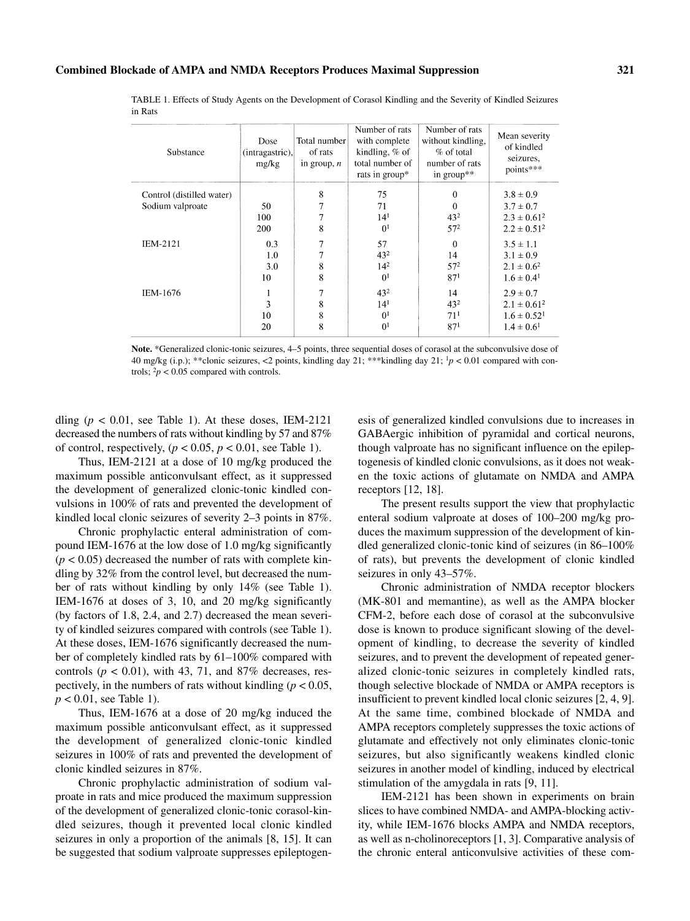TABLE 1. Effects of Study Agents on the Development of Corasol Kindling and the Severity of Kindled Seizures in Rats

| Substance | Dose (intragastric), mg/kg | Total number of rats in group, n | Number of rats with complete kindling, % of total number of rats in group* | Number of rats without kindling, % of total number of rats in group** | Mean severity of kindled seizures, points*** |
|---|---|---|---|---|---|
| Control (distilled water) | | 8 | 75 | 0 | 3.8 ± 0.9 |
| Sodium valproate | 50 | 7 | 71 | 0 | 3.7 ± 0.7 |
| | 100 | 7 | 14[1] | 43[2] | 2.3 ± 0.61[2] |
| | 200 | 8 | 0[1] | 57[2] | 2.2 ± 0.51[2] |
| IEM-2121 | 0.3 | 7 | 57 | 0 | 3.5 ± 1.1 |
| | 1.0 | 7 | 43[2] | 14 | 3.1 ± 0.9 |
| | 3.0 | 8 | 14[2] | 57[2] | 2.1 ± 0.6[2] |
| | 10 | 8 | 0[1] | 87[1] | 1.6 ± 0.4[1] |
| IEM-1676 | 1 | 7 | 43[2] | 14 | 2.9 ± 0.7 |
| | 3 | 8 | 14[1] | 43[2] | 2.1 ± 0.61[2] |
| | 10 | 8 | 0[1] | 71[1] | 1.6 ± 0.52[1] |
| | 20 | 8 | 0[1] | 87[1] | 1.4 ± 0.6[1] |

**Note.** *Generalized clonic-tonic seizures, 4–5 points, three sequential doses of corasol at the subconvulsive dose of 40 mg/kg (i.p.); **clonic seizures, <2 points, kindling day 21; ***kindling day 21; [1]$p < 0.01$ compared with controls; [2]$p < 0.05$ compared with controls.

dling ($p < 0.01$, see Table 1). At these doses, IEM-2121 decreased the numbers of rats without kindling by 57 and 87% of control, respectively, ($p < 0.05$, $p < 0.01$, see Table 1).

Thus, IEM-2121 at a dose of 10 mg/kg produced the maximum possible anticonvulsant effect, as it suppressed the development of generalized clonic-tonic kindled convulsions in 100% of rats and prevented the development of kindled local clonic seizures of severity 2–3 points in 87%.

Chronic prophylactic enteral administration of compound IEM-1676 at the low dose of 1.0 mg/kg significantly ($p < 0.05$) decreased the number of rats with complete kindling by 32% from the control level, but decreased the number of rats without kindling by only 14% (see Table 1). IEM-1676 at doses of 3, 10, and 20 mg/kg significantly (by factors of 1.8, 2.4, and 2.7) decreased the mean severity of kindled seizures compared with controls (see Table 1). At these doses, IEM-1676 significantly decreased the number of completely kindled rats by 61–100% compared with controls ($p < 0.01$), with 43, 71, and 87% decreases, respectively, in the numbers of rats without kindling ($p < 0.05$, $p < 0.01$, see Table 1).

Thus, IEM-1676 at a dose of 20 mg/kg induced the maximum possible anticonvulsant effect, as it suppressed the development of generalized clonic-tonic kindled seizures in 100% of rats and prevented the development of clonic kindled seizures in 87%.

Chronic prophylactic administration of sodium valproate in rats and mice produced the maximum suppression of the development of generalized clonic-tonic corasol-kindled seizures, though it prevented local clonic kindled seizures in only a proportion of the animals [8, 15]. It can be suggested that sodium valproate suppresses epileptogenesis of generalized kindled convulsions due to increases in GABAergic inhibition of pyramidal and cortical neurons, though valproate has no significant influence on the epileptogenesis of kindled clonic convulsions, as it does not weaken the toxic actions of glutamate on NMDA and AMPA receptors [12, 18].

The present results support the view that prophylactic enteral sodium valproate at doses of 100–200 mg/kg produces the maximum suppression of the development of kindled generalized clonic-tonic kind of seizures (in 86–100% of rats), but prevents the development of clonic kindled seizures in only 43–57%.

Chronic administration of NMDA receptor blockers (MK-801 and memantine), as well as the AMPA blocker CFM-2, before each dose of corasol at the subconvulsive dose is known to produce significant slowing of the development of kindling, to decrease the severity of kindled seizures, and to prevent the development of repeated generalized clonic-tonic seizures in completely kindled rats, though selective blockade of NMDA or AMPA receptors is insufficient to prevent kindled local clonic seizures [2, 4, 9]. At the same time, combined blockade of NMDA and AMPA receptors completely suppresses the toxic actions of glutamate and effectively not only eliminates clonic-tonic seizures, but also significantly weakens kindled clonic seizures in another model of kindling, induced by electrical stimulation of the amygdala in rats [9, 11].

IEM-2121 has been shown in experiments on brain slices to have combined NMDA- and AMPA-blocking activity, while IEM-1676 blocks AMPA and NMDA receptors, as well as n-cholinoreceptors [1, 3]. Comparative analysis of the chronic enteral anticonvulsive activities of these com-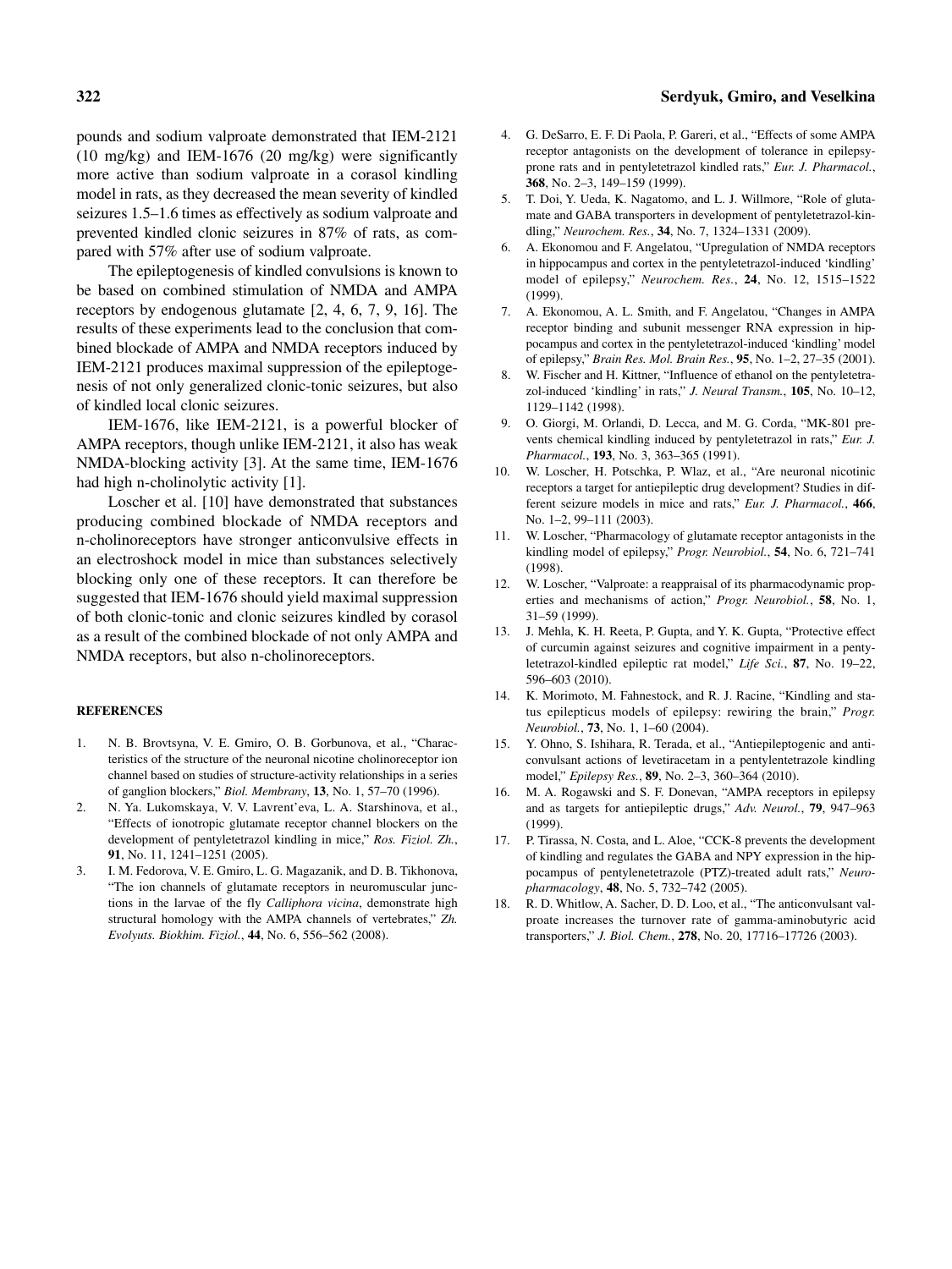pounds and sodium valproate demonstrated that IEM-2121 (10 mg/kg) and IEM-1676 (20 mg/kg) were significantly more active than sodium valproate in a corasol kindling model in rats, as they decreased the mean severity of kindled seizures 1.5–1.6 times as effectively as sodium valproate and prevented kindled clonic seizures in 87% of rats, as compared with 57% after use of sodium valproate.

The epileptogenesis of kindled convulsions is known to be based on combined stimulation of NMDA and AMPA receptors by endogenous glutamate [2, 4, 6, 7, 9, 16]. The results of these experiments lead to the conclusion that combined blockade of AMPA and NMDA receptors induced by IEM-2121 produces maximal suppression of the epileptogenesis of not only generalized clonic-tonic seizures, but also of kindled local clonic seizures.

IEM-1676, like IEM-2121, is a powerful blocker of AMPA receptors, though unlike IEM-2121, it also has weak NMDA-blocking activity [3]. At the same time, IEM-1676 had high n-cholinolytic activity [1].

Loscher et al. [10] have demonstrated that substances producing combined blockade of NMDA receptors and n-cholinoreceptors have stronger anticonvulsive effects in an electroshock model in mice than substances selectively blocking only one of these receptors. It can therefore be suggested that IEM-1676 should yield maximal suppression of both clonic-tonic and clonic seizures kindled by corasol as a result of the combined blockade of not only AMPA and NMDA receptors, but also n-cholinoreceptors.

## REFERENCES

1. N. B. Brovtsyna, V. E. Gmiro, O. B. Gorbunova, et al., "Characteristics of the structure of the neuronal nicotine cholinoreceptor ion channel based on studies of structure-activity relationships in a series of ganglion blockers," *Biol. Membrany*, **13**, No. 1, 57–70 (1996).
2. N. Ya. Lukomskaya, V. V. Lavrent'eva, L. A. Starshinova, et al., "Effects of ionotropic glutamate receptor channel blockers on the development of pentyletetrazol kindling in mice," *Ros. Fiziol. Zh.*, **91**, No. 11, 1241–1251 (2005).
3. I. M. Fedorova, V. E. Gmiro, L. G. Magazanik, and D. B. Tikhonova, "The ion channels of glutamate receptors in neuromuscular junctions in the larvae of the fly *Calliphora vicina*, demonstrate high structural homology with the AMPA channels of vertebrates," *Zh. Evolyuts. Biokhim. Fiziol.*, **44**, No. 6, 556–562 (2008).
4. G. DeSarro, E. F. Di Paola, P. Gareri, et al., "Effects of some AMPA receptor antagonists on the development of tolerance in epilepsy-prone rats and in pentyletetrazol kindled rats," *Eur. J. Pharmacol.*, **368**, No. 2–3, 149–159 (1999).
5. T. Doi, Y. Ueda, K. Nagatomo, and L. J. Willmore, "Role of glutamate and GABA transporters in development of pentyletetrazol-kindling," *Neurochem. Res.*, **34**, No. 7, 1324–1331 (2009).
6. A. Ekonomou and F. Angelatou, "Upregulation of NMDA receptors in hippocampus and cortex in the pentyletetrazol-induced 'kindling' model of epilepsy," *Neurochem. Res.*, **24**, No. 12, 1515–1522 (1999).
7. A. Ekonomou, A. L. Smith, and F. Angelatou, "Changes in AMPA receptor binding and subunit messenger RNA expression in hippocampus and cortex in the pentyletetrazol-induced 'kindling' model of epilepsy," *Brain Res. Mol. Brain Res.*, **95**, No. 1–2, 27–35 (2001).
8. W. Fischer and H. Kittner, "Influence of ethanol on the pentyletetrazol-induced 'kindling' in rats," *J. Neural Transm.*, **105**, No. 10–12, 1129–1142 (1998).
9. O. Giorgi, M. Orlandi, D. Lecca, and M. G. Corda, "MK-801 prevents chemical kindling induced by pentyletetrazol in rats," *Eur. J. Pharmacol.*, **193**, No. 3, 363–365 (1991).
10. W. Loscher, H. Potschka, P. Wlaz, et al., "Are neuronal nicotinic receptors a target for antiepileptic drug development? Studies in different seizure models in mice and rats," *Eur. J. Pharmacol.*, **466**, No. 1–2, 99–111 (2003).
11. W. Loscher, "Pharmacology of glutamate receptor antagonists in the kindling model of epilepsy," *Progr. Neurobiol.*, **54**, No. 6, 721–741 (1998).
12. W. Loscher, "Valproate: a reappraisal of its pharmacodynamic properties and mechanisms of action," *Progr. Neurobiol.*, **58**, No. 1, 31–59 (1999).
13. J. Mehla, K. H. Reeta, P. Gupta, and Y. K. Gupta, "Protective effect of curcumin against seizures and cognitive impairment in a pentyletetrazol-kindled epileptic rat model," *Life Sci.*, **87**, No. 19–22, 596–603 (2010).
14. K. Morimoto, M. Fahnestock, and R. J. Racine, "Kindling and status epilepticus models of epilepsy: rewiring the brain," *Progr. Neurobiol.*, **73**, No. 1, 1–60 (2004).
15. Y. Ohno, S. Ishihara, R. Terada, et al., "Antiepileptogenic and anticonvulsant actions of levetiracetam in a pentylentetrazole kindling model," *Epilepsy Res.*, **89**, No. 2–3, 360–364 (2010).
16. M. A. Rogawski and S. F. Donevan, "AMPA receptors in epilepsy and as targets for antiepileptic drugs," *Adv. Neurol.*, **79**, 947–963 (1999).
17. P. Tirassa, N. Costa, and L. Aloe, "CCK-8 prevents the development of kindling and regulates the GABA and NPY expression in the hippocampus of pentylenetetrazole (PTZ)-treated adult rats," *Neuropharmacology*, **48**, No. 5, 732–742 (2005).
18. R. D. Whitlow, A. Sacher, D. D. Loo, et al., "The anticonvulsant valproate increases the turnover rate of gamma-aminobutyric acid transporters," *J. Biol. Chem.*, **278**, No. 20, 17716–17726 (2003).